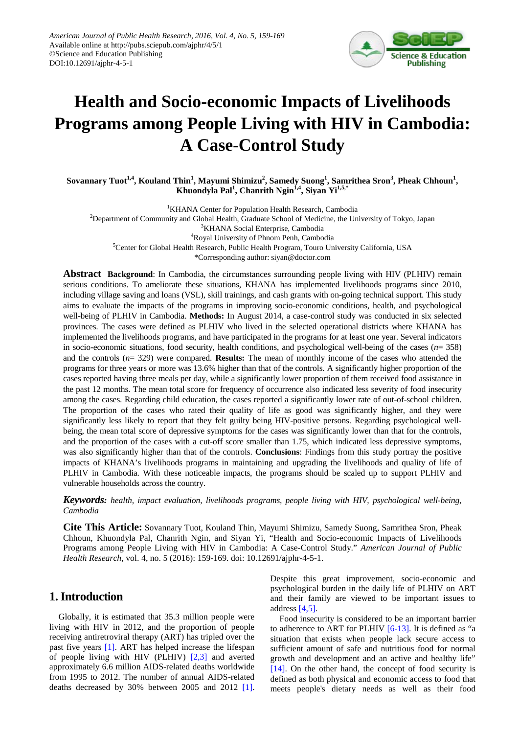# Health and Socio-economic Impacts of Livelihoods Programs among People Living with HIV in Cambodia: A Case-Control Study

**Sovannary Tuot[1,4], Kouland Thin[1], Mayumi Shimizu[2], Samedy Suong[1], Samrithea Sron[3], Pheak Chhoun[1], Khuondyla Pal[1], Chanrith Ngin[1,4], Siyan Yi[1,5,*]**

[1]KHANA Center for Population Health Research, Cambodia
[2]Department of Community and Global Health, Graduate School of Medicine, the University of Tokyo, Japan
[3]KHANA Social Enterprise, Cambodia
[4]Royal University of Phnom Penh, Cambodia
[5]Center for Global Health Research, Public Health Program, Touro University California, USA
*Corresponding author: siyan@doctor.com

**Abstract** **Background**: In Cambodia, the circumstances surrounding people living with HIV (PLHIV) remain serious conditions. To ameliorate these situations, KHANA has implemented livelihoods programs since 2010, including village saving and loans (VSL), skill trainings, and cash grants with on-going technical support. This study aims to evaluate the impacts of the programs in improving socio-economic conditions, health, and psychological well-being of PLHIV in Cambodia. **Methods:** In August 2014, a case-control study was conducted in six selected provinces. The cases were defined as PLHIV who lived in the selected operational districts where KHANA has implemented the livelihoods programs, and have participated in the programs for at least one year. Several indicators in socio-economic situations, food security, health conditions, and psychological well-being of the cases ($n$= 358) and the controls ($n$= 329) were compared. **Results:** The mean of monthly income of the cases who attended the programs for three years or more was 13.6% higher than that of the controls. A significantly higher proportion of the cases reported having three meals per day, while a significantly lower proportion of them received food assistance in the past 12 months. The mean total score for frequency of occurrence also indicated less severity of food insecurity among the cases. Regarding child education, the cases reported a significantly lower rate of out-of-school children. The proportion of the cases who rated their quality of life as good was significantly higher, and they were significantly less likely to report that they felt guilty being HIV-positive persons. Regarding psychological well-being, the mean total score of depressive symptoms for the cases was significantly lower than that for the controls, and the proportion of the cases with a cut-off score smaller than 1.75, which indicated less depressive symptoms, was also significantly higher than that of the controls. **Conclusions**: Findings from this study portray the positive impacts of KHANA's livelihoods programs in maintaining and upgrading the livelihoods and quality of life of PLHIV in Cambodia. With these noticeable impacts, the programs should be scaled up to support PLHIV and vulnerable households across the country.

***Keywords:*** *health, impact evaluation, livelihoods programs, people living with HIV, psychological well-being, Cambodia*

**Cite This Article:** Sovannary Tuot, Kouland Thin, Mayumi Shimizu, Samedy Suong, Samrithea Sron, Pheak Chhoun, Khuondyla Pal, Chanrith Ngin, and Siyan Yi, "Health and Socio-economic Impacts of Livelihoods Programs among People Living with HIV in Cambodia: A Case-Control Study." *American Journal of Public Health Research*, vol. 4, no. 5 (2016): 159-169. doi: 10.12691/ajphr-4-5-1.

## 1. Introduction

Globally, it is estimated that 35.3 million people were living with HIV in 2012, and the proportion of people receiving antiretroviral therapy (ART) has tripled over the past five years [1]. ART has helped increase the lifespan of people living with HIV (PLHIV) [2,3] and averted approximately 6.6 million AIDS-related deaths worldwide from 1995 to 2012. The number of annual AIDS-related deaths decreased by 30% between 2005 and 2012 [1]. Despite this great improvement, socio-economic and psychological burden in the daily life of PLHIV on ART and their family are viewed to be important issues to address [4,5].

Food insecurity is considered to be an important barrier to adherence to ART for PLHIV [6-13]. It is defined as "a situation that exists when people lack secure access to sufficient amount of safe and nutritious food for normal growth and development and an active and healthy life" [14]. On the other hand, the concept of food security is defined as both physical and economic access to food that meets people's dietary needs as well as their food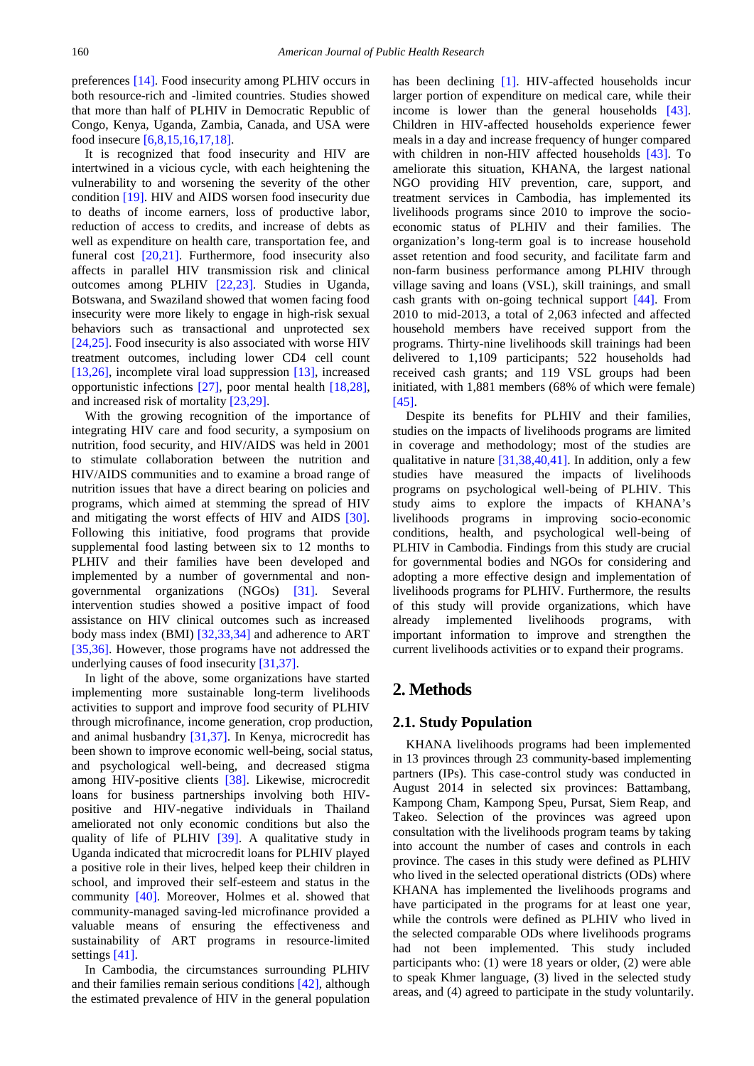preferences [14]. Food insecurity among PLHIV occurs in both resource-rich and -limited countries. Studies showed that more than half of PLHIV in Democratic Republic of Congo, Kenya, Uganda, Zambia, Canada, and USA were food insecure [6,8,15,16,17,18].

It is recognized that food insecurity and HIV are intertwined in a vicious cycle, with each heightening the vulnerability to and worsening the severity of the other condition [19]. HIV and AIDS worsen food insecurity due to deaths of income earners, loss of productive labor, reduction of access to credits, and increase of debts as well as expenditure on health care, transportation fee, and funeral cost [20,21]. Furthermore, food insecurity also affects in parallel HIV transmission risk and clinical outcomes among PLHIV [22,23]. Studies in Uganda, Botswana, and Swaziland showed that women facing food insecurity were more likely to engage in high-risk sexual behaviors such as transactional and unprotected sex [24,25]. Food insecurity is also associated with worse HIV treatment outcomes, including lower CD4 cell count [13,26], incomplete viral load suppression [13], increased opportunistic infections [27], poor mental health [18,28], and increased risk of mortality [23,29].

With the growing recognition of the importance of integrating HIV care and food security, a symposium on nutrition, food security, and HIV/AIDS was held in 2001 to stimulate collaboration between the nutrition and HIV/AIDS communities and to examine a broad range of nutrition issues that have a direct bearing on policies and programs, which aimed at stemming the spread of HIV and mitigating the worst effects of HIV and AIDS [30]. Following this initiative, food programs that provide supplemental food lasting between six to 12 months to PLHIV and their families have been developed and implemented by a number of governmental and non-governmental organizations (NGOs) [31]. Several intervention studies showed a positive impact of food assistance on HIV clinical outcomes such as increased body mass index (BMI) [32,33,34] and adherence to ART [35,36]. However, those programs have not addressed the underlying causes of food insecurity [31,37].

In light of the above, some organizations have started implementing more sustainable long-term livelihoods activities to support and improve food security of PLHIV through microfinance, income generation, crop production, and animal husbandry [31,37]. In Kenya, microcredit has been shown to improve economic well-being, social status, and psychological well-being, and decreased stigma among HIV-positive clients [38]. Likewise, microcredit loans for business partnerships involving both HIV-positive and HIV-negative individuals in Thailand ameliorated not only economic conditions but also the quality of life of PLHIV [39]. A qualitative study in Uganda indicated that microcredit loans for PLHIV played a positive role in their lives, helped keep their children in school, and improved their self-esteem and status in the community [40]. Moreover, Holmes et al. showed that community-managed saving-led microfinance provided a valuable means of ensuring the effectiveness and sustainability of ART programs in resource-limited settings [41].

In Cambodia, the circumstances surrounding PLHIV and their families remain serious conditions [42], although the estimated prevalence of HIV in the general population has been declining [1]. HIV-affected households incur larger portion of expenditure on medical care, while their income is lower than the general households [43]. Children in HIV-affected households experience fewer meals in a day and increase frequency of hunger compared with children in non-HIV affected households [43]. To ameliorate this situation, KHANA, the largest national NGO providing HIV prevention, care, support, and treatment services in Cambodia, has implemented its livelihoods programs since 2010 to improve the socio-economic status of PLHIV and their families. The organization's long-term goal is to increase household asset retention and food security, and facilitate farm and non-farm business performance among PLHIV through village saving and loans (VSL), skill trainings, and small cash grants with on-going technical support [44]. From 2010 to mid-2013, a total of 2,063 infected and affected household members have received support from the programs. Thirty-nine livelihoods skill trainings had been delivered to 1,109 participants; 522 households had received cash grants; and 119 VSL groups had been initiated, with 1,881 members (68% of which were female) [45].

Despite its benefits for PLHIV and their families, studies on the impacts of livelihoods programs are limited in coverage and methodology; most of the studies are qualitative in nature [31,38,40,41]. In addition, only a few studies have measured the impacts of livelihoods programs on psychological well-being of PLHIV. This study aims to explore the impacts of KHANA's livelihoods programs in improving socio-economic conditions, health, and psychological well-being of PLHIV in Cambodia. Findings from this study are crucial for governmental bodies and NGOs for considering and adopting a more effective design and implementation of livelihoods programs for PLHIV. Furthermore, the results of this study will provide organizations, which have already implemented livelihoods programs, with important information to improve and strengthen the current livelihoods activities or to expand their programs.

## 2. Methods

### 2.1. Study Population

KHANA livelihoods programs had been implemented in 13 provinces through 23 community-based implementing partners (IPs). This case-control study was conducted in August 2014 in selected six provinces: Battambang, Kampong Cham, Kampong Speu, Pursat, Siem Reap, and Takeo. Selection of the provinces was agreed upon consultation with the livelihoods program teams by taking into account the number of cases and controls in each province. The cases in this study were defined as PLHIV who lived in the selected operational districts (ODs) where KHANA has implemented the livelihoods programs and have participated in the programs for at least one year, while the controls were defined as PLHIV who lived in the selected comparable ODs where livelihoods programs had not been implemented. This study included participants who: (1) were 18 years or older, (2) were able to speak Khmer language, (3) lived in the selected study areas, and (4) agreed to participate in the study voluntarily.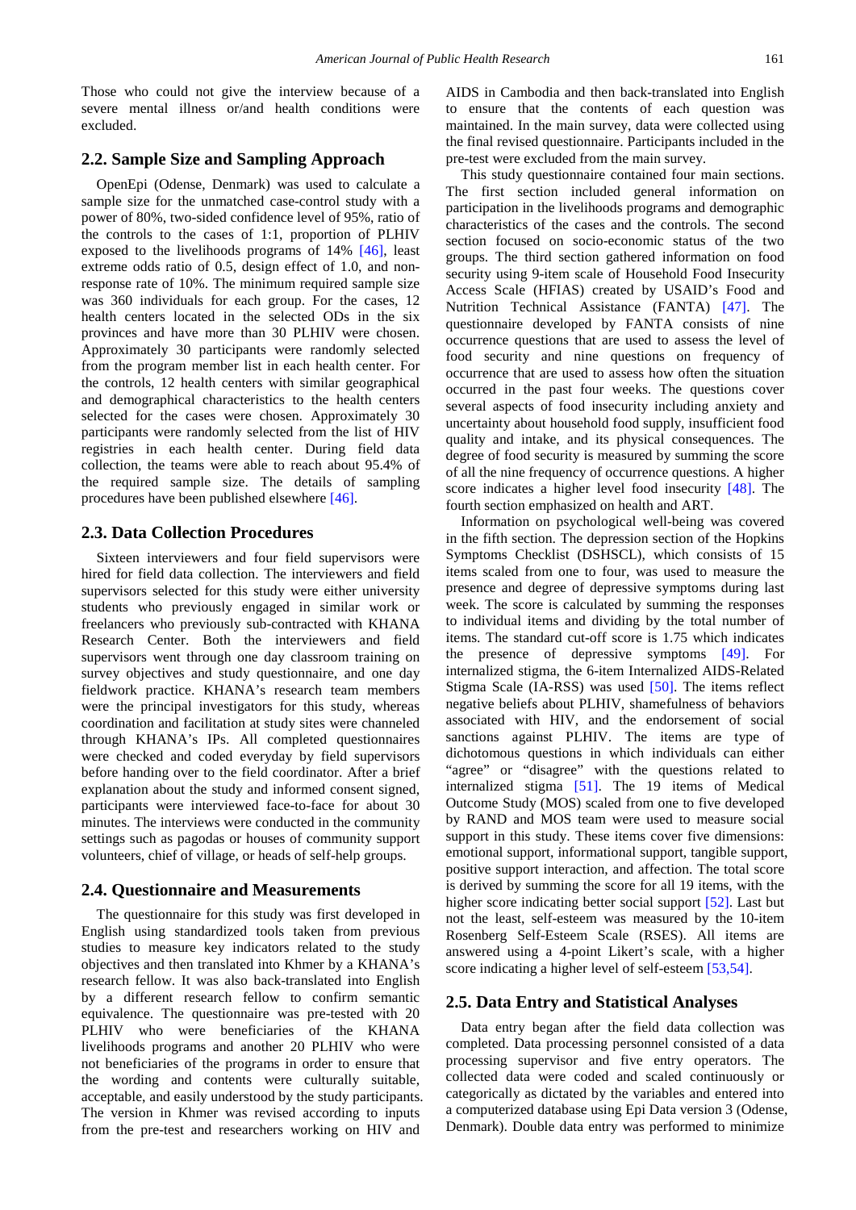Those who could not give the interview because of a severe mental illness or/and health conditions were excluded.

## 2.2. Sample Size and Sampling Approach

OpenEpi (Odense, Denmark) was used to calculate a sample size for the unmatched case-control study with a power of 80%, two-sided confidence level of 95%, ratio of the controls to the cases of 1:1, proportion of PLHIV exposed to the livelihoods programs of 14% [46], least extreme odds ratio of 0.5, design effect of 1.0, and non-response rate of 10%. The minimum required sample size was 360 individuals for each group. For the cases, 12 health centers located in the selected ODs in the six provinces and have more than 30 PLHIV were chosen. Approximately 30 participants were randomly selected from the program member list in each health center. For the controls, 12 health centers with similar geographical and demographical characteristics to the health centers selected for the cases were chosen. Approximately 30 participants were randomly selected from the list of HIV registries in each health center. During field data collection, the teams were able to reach about 95.4% of the required sample size. The details of sampling procedures have been published elsewhere [46].

## 2.3. Data Collection Procedures

Sixteen interviewers and four field supervisors were hired for field data collection. The interviewers and field supervisors selected for this study were either university students who previously engaged in similar work or freelancers who previously sub-contracted with KHANA Research Center. Both the interviewers and field supervisors went through one day classroom training on survey objectives and study questionnaire, and one day fieldwork practice. KHANA's research team members were the principal investigators for this study, whereas coordination and facilitation at study sites were channeled through KHANA's IPs. All completed questionnaires were checked and coded everyday by field supervisors before handing over to the field coordinator. After a brief explanation about the study and informed consent signed, participants were interviewed face-to-face for about 30 minutes. The interviews were conducted in the community settings such as pagodas or houses of community support volunteers, chief of village, or heads of self-help groups.

## 2.4. Questionnaire and Measurements

The questionnaire for this study was first developed in English using standardized tools taken from previous studies to measure key indicators related to the study objectives and then translated into Khmer by a KHANA's research fellow. It was also back-translated into English by a different research fellow to confirm semantic equivalence. The questionnaire was pre-tested with 20 PLHIV who were beneficiaries of the KHANA livelihoods programs and another 20 PLHIV who were not beneficiaries of the programs in order to ensure that the wording and contents were culturally suitable, acceptable, and easily understood by the study participants. The version in Khmer was revised according to inputs from the pre-test and researchers working on HIV and AIDS in Cambodia and then back-translated into English to ensure that the contents of each question was maintained. In the main survey, data were collected using the final revised questionnaire. Participants included in the pre-test were excluded from the main survey.

This study questionnaire contained four main sections. The first section included general information on participation in the livelihoods programs and demographic characteristics of the cases and the controls. The second section focused on socio-economic status of the two groups. The third section gathered information on food security using 9-item scale of Household Food Insecurity Access Scale (HFIAS) created by USAID's Food and Nutrition Technical Assistance (FANTA) [47]. The questionnaire developed by FANTA consists of nine occurrence questions that are used to assess the level of food security and nine questions on frequency of occurrence that are used to assess how often the situation occurred in the past four weeks. The questions cover several aspects of food insecurity including anxiety and uncertainty about household food supply, insufficient food quality and intake, and its physical consequences. The degree of food security is measured by summing the score of all the nine frequency of occurrence questions. A higher score indicates a higher level food insecurity [48]. The fourth section emphasized on health and ART.

Information on psychological well-being was covered in the fifth section. The depression section of the Hopkins Symptoms Checklist (DSHSCL), which consists of 15 items scaled from one to four, was used to measure the presence and degree of depressive symptoms during last week. The score is calculated by summing the responses to individual items and dividing by the total number of items. The standard cut-off score is 1.75 which indicates the presence of depressive symptoms [49]. For internalized stigma, the 6-item Internalized AIDS-Related Stigma Scale (IA-RSS) was used [50]. The items reflect negative beliefs about PLHIV, shamefulness of behaviors associated with HIV, and the endorsement of social sanctions against PLHIV. The items are type of dichotomous questions in which individuals can either "agree" or "disagree" with the questions related to internalized stigma [51]. The 19 items of Medical Outcome Study (MOS) scaled from one to five developed by RAND and MOS team were used to measure social support in this study. These items cover five dimensions: emotional support, informational support, tangible support, positive support interaction, and affection. The total score is derived by summing the score for all 19 items, with the higher score indicating better social support [52]. Last but not the least, self-esteem was measured by the 10-item Rosenberg Self-Esteem Scale (RSES). All items are answered using a 4-point Likert's scale, with a higher score indicating a higher level of self-esteem [53,54].

## 2.5. Data Entry and Statistical Analyses

Data entry began after the field data collection was completed. Data processing personnel consisted of a data processing supervisor and five entry operators. The collected data were coded and scaled continuously or categorically as dictated by the variables and entered into a computerized database using Epi Data version 3 (Odense, Denmark). Double data entry was performed to minimize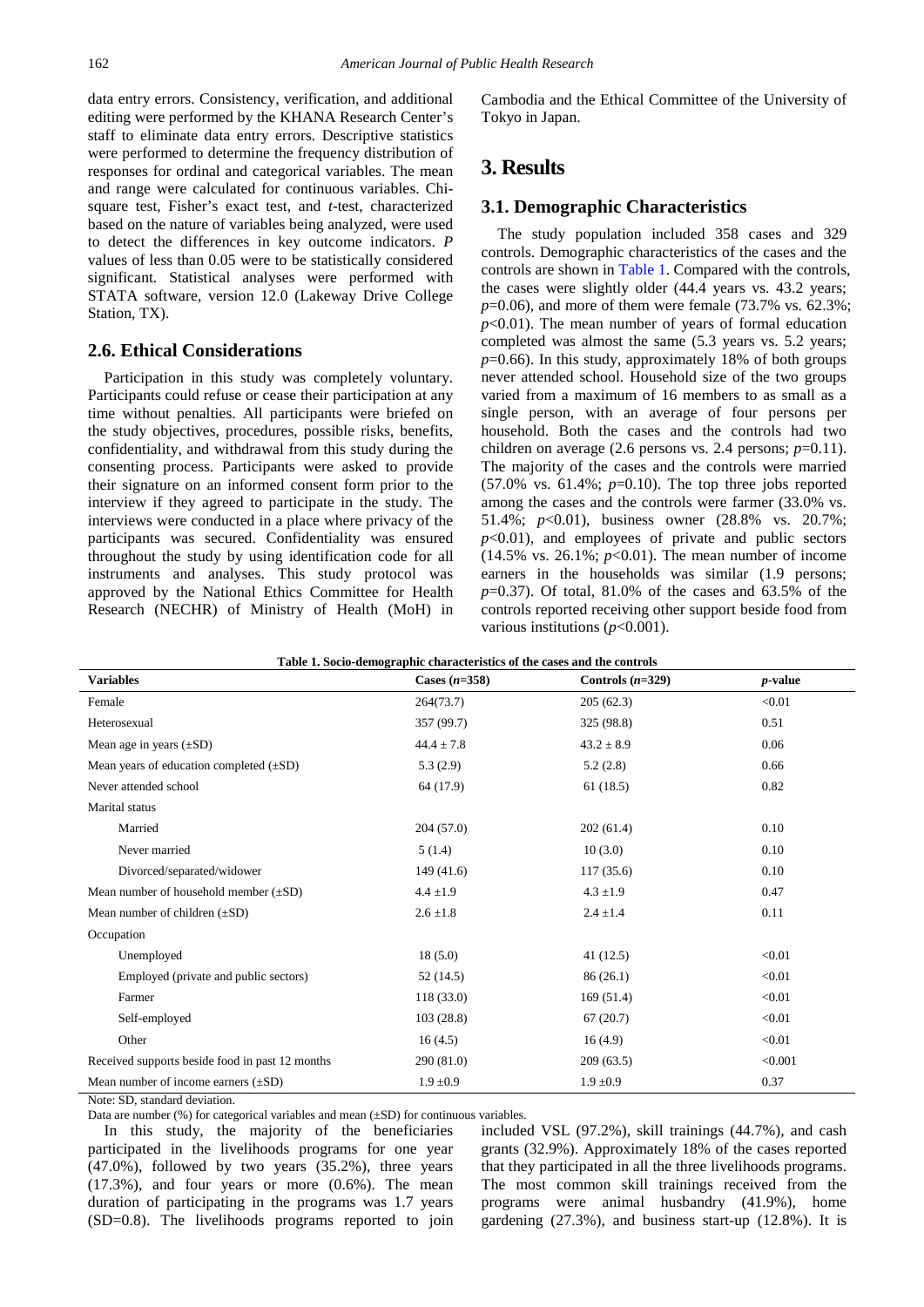data entry errors. Consistency, verification, and additional editing were performed by the KHANA Research Center's staff to eliminate data entry errors. Descriptive statistics were performed to determine the frequency distribution of responses for ordinal and categorical variables. The mean and range were calculated for continuous variables. Chi-square test, Fisher's exact test, and *t*-test, characterized based on the nature of variables being analyzed, were used to detect the differences in key outcome indicators. *P* values of less than 0.05 were to be statistically considered significant. Statistical analyses were performed with STATA software, version 12.0 (Lakeway Drive College Station, TX).

### 2.6. Ethical Considerations

Participation in this study was completely voluntary. Participants could refuse or cease their participation at any time without penalties. All participants were briefed on the study objectives, procedures, possible risks, benefits, confidentiality, and withdrawal from this study during the consenting process. Participants were asked to provide their signature on an informed consent form prior to the interview if they agreed to participate in the study. The interviews were conducted in a place where privacy of the participants was secured. Confidentiality was ensured throughout the study by using identification code for all instruments and analyses. This study protocol was approved by the National Ethics Committee for Health Research (NECHR) of Ministry of Health (MoH) in Cambodia and the Ethical Committee of the University of Tokyo in Japan.

## 3. Results

### 3.1. Demographic Characteristics

The study population included 358 cases and 329 controls. Demographic characteristics of the cases and the controls are shown in Table 1. Compared with the controls, the cases were slightly older (44.4 years vs. 43.2 years; $p$=0.06), and more of them were female (73.7% vs. 62.3%; $p$<0.01). The mean number of years of formal education completed was almost the same (5.3 years vs. 5.2 years; $p$=0.66). In this study, approximately 18% of both groups never attended school. Household size of the two groups varied from a maximum of 16 members to as small as a single person, with an average of four persons per household. Both the cases and the controls had two children on average (2.6 persons vs. 2.4 persons; $p$=0.11). The majority of the cases and the controls were married (57.0% vs. 61.4%; $p$=0.10). The top three jobs reported among the cases and the controls were farmer (33.0% vs. 51.4%; $p$<0.01), business owner (28.8% vs. 20.7%; $p$<0.01), and employees of private and public sectors (14.5% vs. 26.1%; $p$<0.01). The mean number of income earners in the households was similar (1.9 persons; $p$=0.37). Of total, 81.0% of the cases and 63.5% of the controls reported receiving other support beside food from various institutions ($p$<0.001).

**Table 1. Socio-demographic characteristics of the cases and the controls**

| Variables | Cases ($n$=358) | Controls ($n$=329) | $p$-value |
|---|---|---|---|
| Female | 264(73.7) | 205 (62.3) | <0.01 |
| Heterosexual | 357 (99.7) | 325 (98.8) | 0.51 |
| Mean age in years (±SD) | 44.4 ± 7.8 | 43.2 ± 8.9 | 0.06 |
| Mean years of education completed (±SD) | 5.3 (2.9) | 5.2 (2.8) | 0.66 |
| Never attended school | 64 (17.9) | 61 (18.5) | 0.82 |
| Marital status | | | |
| Married | 204 (57.0) | 202 (61.4) | 0.10 |
| Never married | 5 (1.4) | 10 (3.0) | 0.10 |
| Divorced/separated/widower | 149 (41.6) | 117 (35.6) | 0.10 |
| Mean number of household member (±SD) | 4.4 ±1.9 | 4.3 ±1.9 | 0.47 |
| Mean number of children (±SD) | 2.6 ±1.8 | 2.4 ±1.4 | 0.11 |
| Occupation | | | |
| Unemployed | 18 (5.0) | 41 (12.5) | <0.01 |
| Employed (private and public sectors) | 52 (14.5) | 86 (26.1) | <0.01 |
| Farmer | 118 (33.0) | 169 (51.4) | <0.01 |
| Self-employed | 103 (28.8) | 67 (20.7) | <0.01 |
| Other | 16 (4.5) | 16 (4.9) | <0.01 |
| Received supports beside food in past 12 months | 290 (81.0) | 209 (63.5) | <0.001 |
| Mean number of income earners (±SD) | 1.9 ±0.9 | 1.9 ±0.9 | 0.37 |

Note: SD, standard deviation.

Data are number (%) for categorical variables and mean (±SD) for continuous variables.

In this study, the majority of the beneficiaries participated in the livelihoods programs for one year (47.0%), followed by two years (35.2%), three years (17.3%), and four years or more (0.6%). The mean duration of participating in the programs was 1.7 years (SD=0.8). The livelihoods programs reported to join included VSL (97.2%), skill trainings (44.7%), and cash grants (32.9%). Approximately 18% of the cases reported that they participated in all the three livelihoods programs. The most common skill trainings received from the programs were animal husbandry (41.9%), home gardening (27.3%), and business start-up (12.8%). It is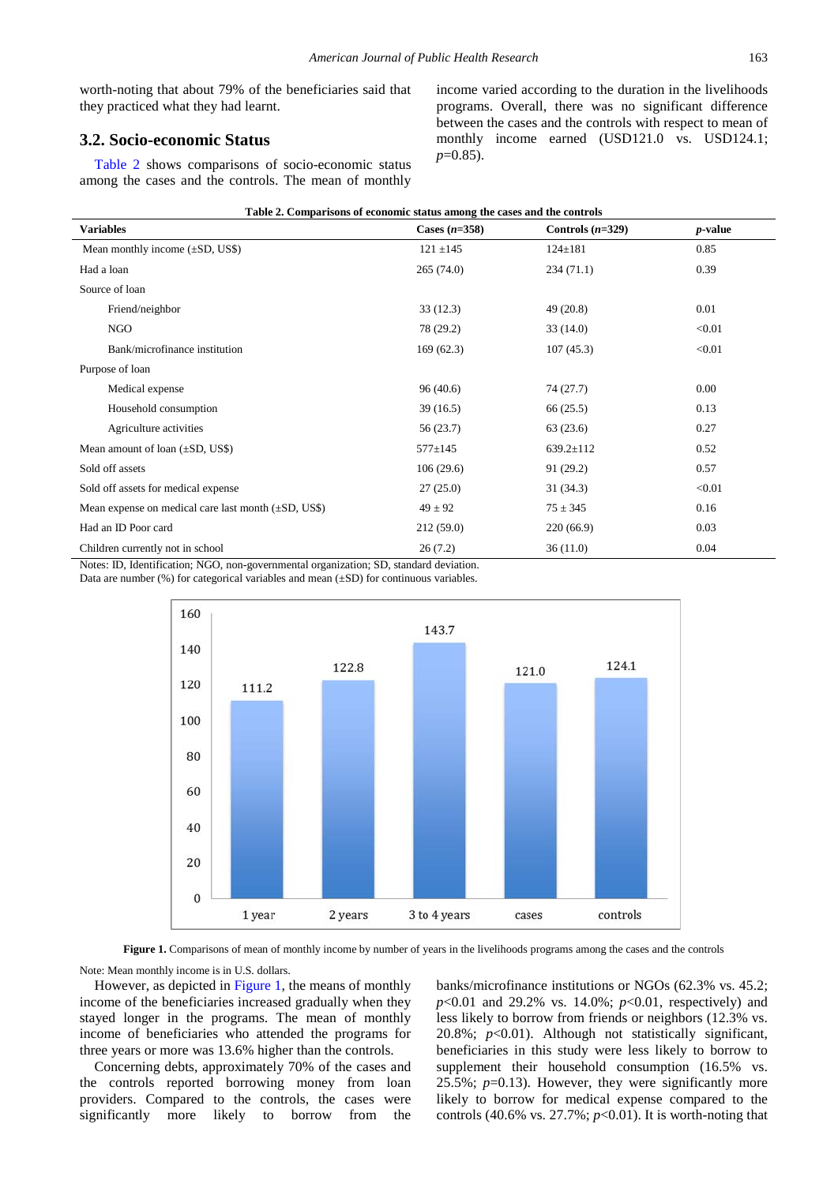worth-noting that about 79% of the beneficiaries said that they practiced what they had learnt.

### 3.2. Socio-economic Status

Table 2 shows comparisons of socio-economic status among the cases and the controls. The mean of monthly income varied according to the duration in the livelihoods programs. Overall, there was no significant difference between the cases and the controls with respect to mean of monthly income earned (USD121.0 vs. USD124.1; $p$=0.85).

**Table 2. Comparisons of economic status among the cases and the controls**

| Variables | Cases ($n$=358) | Controls ($n$=329) | $p$-value |
|---|---|---|---|
| Mean monthly income (±SD, US$) | 121 ±145 | 124±181 | 0.85 |
| Had a loan | 265 (74.0) | 234 (71.1) | 0.39 |
| Source of loan | | | |
| Friend/neighbor | 33 (12.3) | 49 (20.8) | 0.01 |
| NGO | 78 (29.2) | 33 (14.0) | <0.01 |
| Bank/microfinance institution | 169 (62.3) | 107 (45.3) | <0.01 |
| Purpose of loan | | | |
| Medical expense | 96 (40.6) | 74 (27.7) | 0.00 |
| Household consumption | 39 (16.5) | 66 (25.5) | 0.13 |
| Agriculture activities | 56 (23.7) | 63 (23.6) | 0.27 |
| Mean amount of loan (±SD, US$) | 577±145 | 639.2±112 | 0.52 |
| Sold off assets | 106 (29.6) | 91 (29.2) | 0.57 |
| Sold off assets for medical expense | 27 (25.0) | 31 (34.3) | <0.01 |
| Mean expense on medical care last month (±SD, US$) | 49 ± 92 | 75 ± 345 | 0.16 |
| Had an ID Poor card | 212 (59.0) | 220 (66.9) | 0.03 |
| Children currently not in school | 26 (7.2) | 36 (11.0) | 0.04 |

Notes: ID, Identification; NGO, non-governmental organization; SD, standard deviation.
Data are number (%) for categorical variables and mean (±SD) for continuous variables.

**Figure 1.** Comparisons of mean of monthly income by number of year in the livelihoods programs among the cases and the controls

Note: Mean monthly income is in U.S. dollars.

However, as depicted in Figure 1, the means of monthly income of the beneficiaries increased gradually when they stayed longer in the programs. The mean of monthly income of beneficiaries who attended the programs for three years or more was 13.6% higher than the controls.

Concerning debts, approximately 70% of the cases and the controls reported borrowing money from loan providers. Compared to the controls, the cases were significantly more likely to borrow from the banks/microfinance institutions or NGOs (62.3% vs. 45.2; $p$<0.01 and 29.2% vs. 14.0%; $p$<0.01, respectively) and less likely to borrow from friends or neighbors (12.3% vs. 20.8%; $p$<0.01). Although not statistically significant, beneficiaries in this study were less likely to borrow to supplement their household consumption (16.5% vs. 25.5%; $p$=0.13). However, they were significantly more likely to borrow for medical expense compared to the controls (40.6% vs. 27.7%; $p$<0.01). It is worth-noting that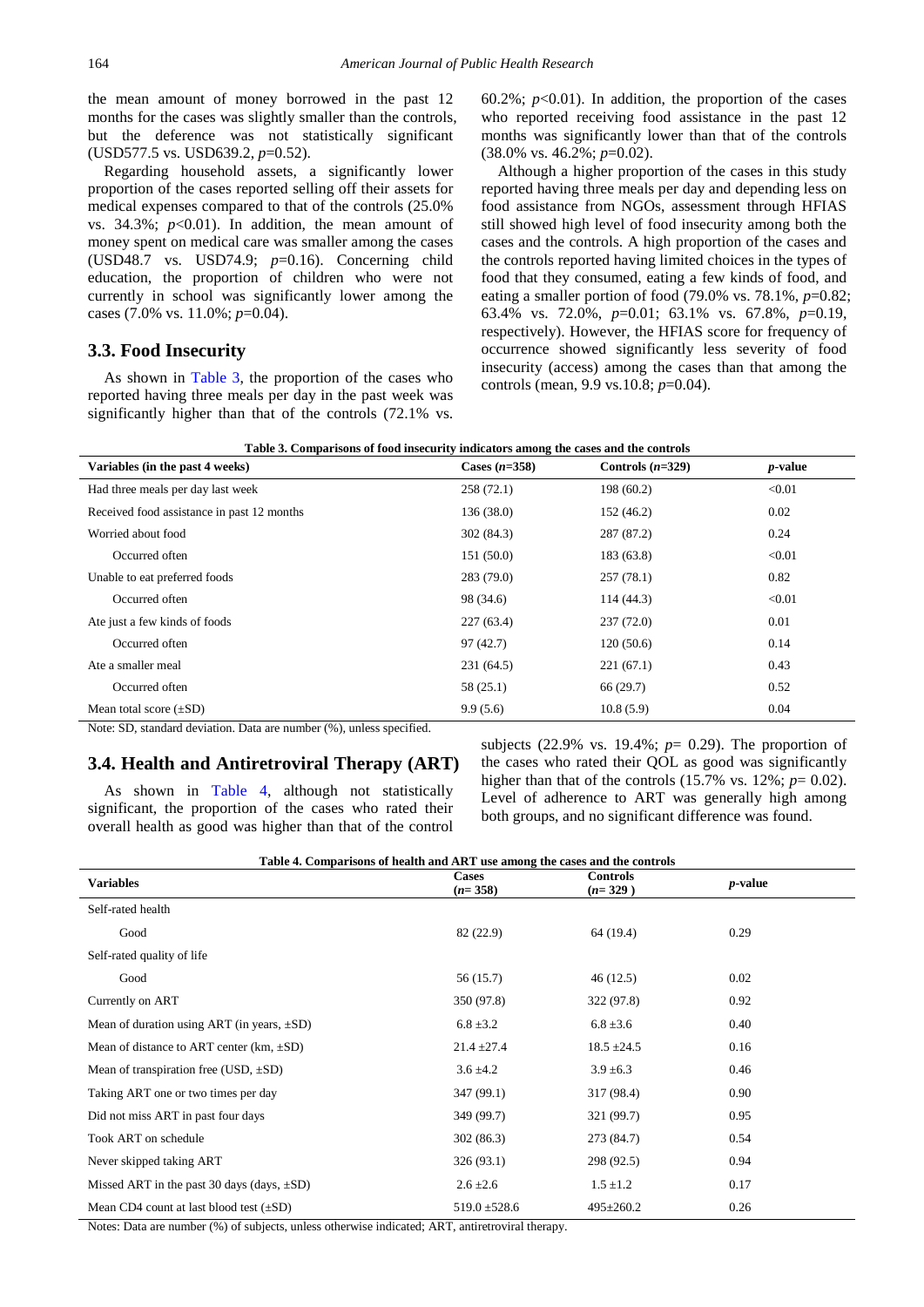the mean amount of money borrowed in the past 12 months for the cases was slightly smaller than the controls, but the deference was not statistically significant (USD577.5 vs. USD639.2, $p$=0.52).

Regarding household assets, a significantly lower proportion of the cases reported selling off their assets for medical expenses compared to that of the controls (25.0% vs. 34.3%; $p$<0.01). In addition, the mean amount of money spent on medical care was smaller among the cases (USD48.7 vs. USD74.9; $p$=0.16). Concerning child education, the proportion of children who were not currently in school was significantly lower among the cases (7.0% vs. 11.0%; $p$=0.04).

### 3.3. Food Insecurity

As shown in Table 3, the proportion of the cases who reported having three meals per day in the past week was significantly higher than that of the controls (72.1% vs. 60.2%; $p$<0.01). In addition, the proportion of the cases who reported receiving food assistance in the past 12 months was significantly lower than that of the controls (38.0% vs. 46.2%; $p$=0.02).

Although a higher proportion of the cases in this study reported having three meals per day and depending less on food assistance from NGOs, assessment through HFIAS still showed high level of food insecurity among both the cases and the controls. A high proportion of the cases and the controls reported having limited choices in the types of food that they consumed, eating a few kinds of food, and eating a smaller portion of food (79.0% vs. 78.1%, $p$=0.82; 63.4% vs. 72.0%, $p$=0.01; 63.1% vs. 67.8%, $p$=0.19, respectively). However, the HFIAS score for frequency of occurrence showed significantly less severity of food insecurity (access) among the cases than that among the controls (mean, 9.9 vs.10.8; $p$=0.04).

**Table 3. Comparisons of food insecurity indicators among the cases and the controls**

| Variables (in the past 4 weeks) | Cases ($n$=358) | Controls ($n$=329) | $p$-value |
|---|---|---|---|
| Had three meals per day last week | 258 (72.1) | 198 (60.2) | <0.01 |
| Received food assistance in past 12 months | 136 (38.0) | 152 (46.2) | 0.02 |
| Worried about food | 302 (84.3) | 287 (87.2) | 0.24 |
| Occurred often | 151 (50.0) | 183 (63.8) | <0.01 |
| Unable to eat preferred foods | 283 (79.0) | 257 (78.1) | 0.82 |
| Occurred often | 98 (34.6) | 114 (44.3) | <0.01 |
| Ate just a few kinds of foods | 227 (63.4) | 237 (72.0) | 0.01 |
| Occurred often | 97 (42.7) | 120 (50.6) | 0.14 |
| Ate a smaller meal | 231 (64.5) | 221 (67.1) | 0.43 |
| Occurred often | 58 (25.1) | 66 (29.7) | 0.52 |
| Mean total score (±SD) | 9.9 (5.6) | 10.8 (5.9) | 0.04 |

Note: SD, standard deviation. Data are number (%), unless specified.

### 3.4. Health and Antiretroviral Therapy (ART)

As shown in Table 4, although not statistically significant, the proportion of the cases who rated their overall health as good was higher than that of the control subjects (22.9% vs. 19.4%; $p$= 0.29). The proportion of the cases who rated their QOL as good was significantly higher than that of the controls (15.7% vs. 12%; $p$= 0.02). Level of adherence to ART was generally high among both groups, and no significant difference was found.

**Table 4. Comparisons of health and ART use among the cases and the controls**

| Variables | Cases ($n$= 358) | Controls ($n$= 329 ) | $p$-value |
|---|---|---|---|
| Self-rated health | | | |
| Good | 82 (22.9) | 64 (19.4) | 0.29 |
| Self-rated quality of life | | | |
| Good | 56 (15.7) | 46 (12.5) | 0.02 |
| Currently on ART | 350 (97.8) | 322 (97.8) | 0.92 |
| Mean of duration using ART (in years, ±SD) | 6.8 ±3.2 | 6.8 ±3.6 | 0.40 |
| Mean of distance to ART center (km, ±SD) | 21.4 ±27.4 | 18.5 ±24.5 | 0.16 |
| Mean of transpiration free (USD, ±SD) | 3.6 ±4.2 | 3.9 ±6.3 | 0.46 |
| Taking ART one or two times per day | 347 (99.1) | 317 (98.4) | 0.90 |
| Did not miss ART in past four days | 349 (99.7) | 321 (99.7) | 0.95 |
| Took ART on schedule | 302 (86.3) | 273 (84.7) | 0.54 |
| Never skipped taking ART | 326 (93.1) | 298 (92.5) | 0.94 |
| Missed ART in the past 30 days (days, ±SD) | 2.6 ±2.6 | 1.5 ±1.2 | 0.17 |
| Mean CD4 count at last blood test (±SD) | 519.0 ±528.6 | 495±260.2 | 0.26 |

Notes: Data are number (%) of subjects, unless otherwise indicated; ART, antiretroviral therapy.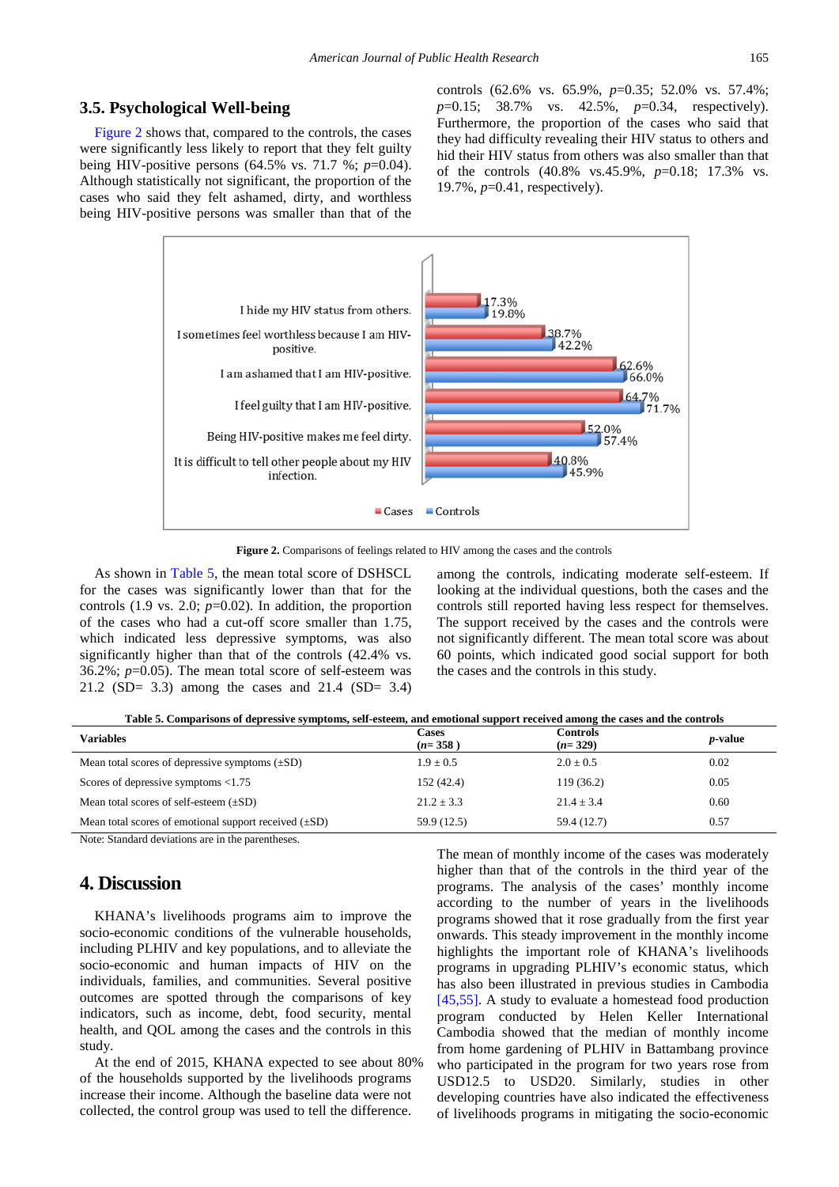### 3.5. Psychological Well-being

Figure 2 shows that, compared to the controls, the cases were significantly less likely to report that they felt guilty being HIV-positive persons (64.5% vs. 71.7 %; $p$=0.04). Although statistically not significant, the proportion of the cases who said they felt ashamed, dirty, and worthless being HIV-positive persons was smaller than that of the controls (62.6% vs. 65.9%, $p$=0.35; 52.0% vs. 57.4%; $p$=0.15; 38.7% vs. 42.5%, $p$=0.34, respectively). Furthermore, the proportion of the cases who said that they had difficulty revealing their HIV status to others and hid their HIV status from others was also smaller than that of the controls (40.8% vs.45.9%, $p$=0.18; 17.3% vs. 19.7%, $p$=0.41, respectively).

I hide my HIV status from others. 17.3% 19.8%
I sometimes feel worthless because I am HIV-positive. 38.7% 42.2%
I am ashamed that I am HIV-positive. 62.6% 66.0%
I feel guilty that I am HIV-positive. 64.7% 71.7%
Being HIV-positive makes me feel dirty. 52.0% 57.4%
It is difficult to tell other people about my HIV infection. 40.8% 45.9%
Cases Controls

**Figure 2.** Comparisons of feelings related to HIV among the cases and the controls

As shown in Table 5, the mean total score of DSHSCL for the cases was significantly lower than that for the controls (1.9 vs. 2.0; $p$=0.02). In addition, the proportion of the cases who had a cut-off score smaller than 1.75, which indicated less depressive symptoms, was also significantly higher than that of the controls (42.4% vs. 36.2%; $p$=0.05). The mean total score of self-esteem was 21.2 (SD= 3.3) among the cases and 21.4 (SD= 3.4) among the controls, indicating moderate self-esteem. If looking at the individual questions, both the cases and the controls still reported having less respect for themselves. The support received by the cases and the controls were not significantly different. The mean total score was about 60 points, which indicated good social support for both the cases and the controls in this study.

**Table 5. Comparisons of depressive symptoms, self-esteem, and emotional support received among the cases and the controls**

| Variables | Cases ($n$= 358 ) | Controls ($n$= 329) | $p$-value |
|---|---|---|---|
| Mean total scores of depressive symptoms (±SD) | 1.9 ± 0.5 | 2.0 ± 0.5 | 0.02 |
| Scores of depressive symptoms <1.75 | 152 (42.4) | 119 (36.2) | 0.05 |
| Mean total scores of self-esteem (±SD) | 21.2 ± 3.3 | 21.4 ± 3.4 | 0.60 |
| Mean total scores of emotional support received (±SD) | 59.9 (12.5) | 59.4 (12.7) | 0.57 |

Note: Standard deviations are in the parentheses.

## 4. Discussion

KHANA's livelihoods programs aim to improve the socio-economic conditions of the vulnerable households, including PLHIV and key populations, and to alleviate the socio-economic and human impacts of HIV on the individuals, families, and communities. Several positive outcomes are spotted through the comparisons of key indicators, such as income, debt, food security, mental health, and QOL among the cases and the controls in this study.

At the end of 2015, KHANA expected to see about 80% of the households supported by the livelihoods programs increase their income. Although the baseline data were not collected, the control group was used to tell the difference. The mean of monthly income of the cases was moderately higher than that of the controls in the third year of the programs. The analysis of the cases' monthly income according to the number of years in the livelihoods programs showed that it rose gradually from the first year onwards. This steady improvement in the monthly income highlights the important role of KHANA's livelihoods programs in upgrading PLHIV's economic status, which has also been illustrated in previous studies in Cambodia [45,55]. A study to evaluate a homestead food production program conducted by Helen Keller International Cambodia showed that the median of monthly income from home gardening of PLHIV in Battambang province who participated in the program for two years rose from USD12.5 to USD20. Similarly, studies in other developing countries have also indicated the effectiveness of livelihoods programs in mitigating the socio-economic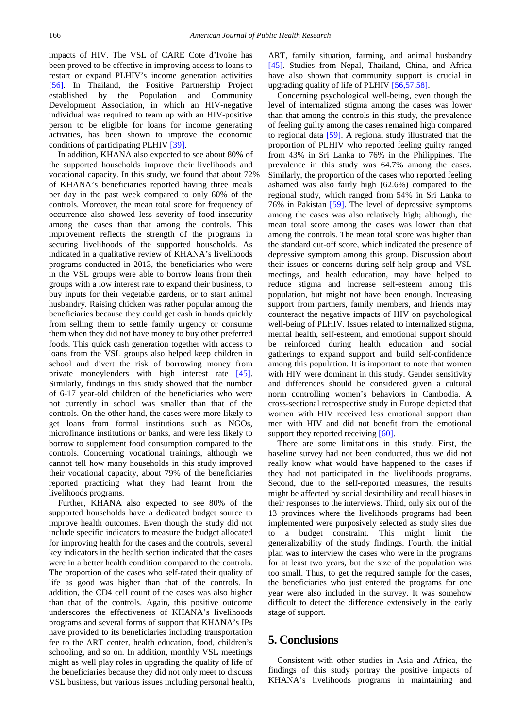impacts of HIV. The VSL of CARE Cote d'Ivoire has been proved to be effective in improving access to loans to restart or expand PLHIV's income generation activities [56]. In Thailand, the Positive Partnership Project established by the Population and Community Development Association, in which an HIV-negative individual was required to team up with an HIV-positive person to be eligible for loans for income generating activities, has been shown to improve the economic conditions of participating PLHIV [39].

In addition, KHANA also expected to see about 80% of the supported households improve their livelihoods and vocational capacity. In this study, we found that about 72% of KHANA's beneficiaries reported having three meals per day in the past week compared to only 60% of the controls. Moreover, the mean total score for frequency of occurrence also showed less severity of food insecurity among the cases than that among the controls. This improvement reflects the strength of the programs in securing livelihoods of the supported households. As indicated in a qualitative review of KHANA's livelihoods programs conducted in 2013, the beneficiaries who were in the VSL groups were able to borrow loans from their groups with a low interest rate to expand their business, to buy inputs for their vegetable gardens, or to start animal husbandry. Raising chicken was rather popular among the beneficiaries because they could get cash in hands quickly from selling them to settle family urgency or consume them when they did not have money to buy other preferred foods. This quick cash generation together with access to loans from the VSL groups also helped keep children in school and divert the risk of borrowing money from private moneylenders with high interest rate [45]. Similarly, findings in this study showed that the number of 6-17 year-old children of the beneficiaries who were not currently in school was smaller than that of the controls. On the other hand, the cases were more likely to get loans from formal institutions such as NGOs, microfinance institutions or banks, and were less likely to borrow to supplement food consumption compared to the controls. Concerning vocational trainings, although we cannot tell how many households in this study improved their vocational capacity, about 79% of the beneficiaries reported practicing what they had learnt from the livelihoods programs.

Further, KHANA also expected to see 80% of the supported households have a dedicated budget source to improve health outcomes. Even though the study did not include specific indicators to measure the budget allocated for improving health for the cases and the controls, several key indicators in the health section indicated that the cases were in a better health condition compared to the controls. The proportion of the cases who self-rated their quality of life as good was higher than that of the controls. In addition, the CD4 cell count of the cases was also higher than that of the controls. Again, this positive outcome underscores the effectiveness of KHANA's livelihoods programs and several forms of support that KHANA's IPs have provided to its beneficiaries including transportation fee to the ART center, health education, food, children's schooling, and so on. In addition, monthly VSL meetings might as well play roles in upgrading the quality of life of the beneficiaries because they did not only meet to discuss VSL business, but various issues including personal health, ART, family situation, farming, and animal husbandry [45]. Studies from Nepal, Thailand, China, and Africa have also shown that community support is crucial in upgrading quality of life of PLHIV [56,57,58].

Concerning psychological well-being, even though the level of internalized stigma among the cases was lower than that among the controls in this study, the prevalence of feeling guilty among the cases remained high compared to regional data [59]. A regional study illustrated that the proportion of PLHIV who reported feeling guilty ranged from 43% in Sri Lanka to 76% in the Philippines. The prevalence in this study was 64.7% among the cases. Similarly, the proportion of the cases who reported feeling ashamed was also fairly high (62.6%) compared to the regional study, which ranged from 54% in Sri Lanka to 76% in Pakistan [59]. The level of depressive symptoms among the cases was also relatively high; although, the mean total score among the cases was lower than that among the controls. The mean total score was higher than the standard cut-off score, which indicated the presence of depressive symptom among this group. Discussion about their issues or concerns during self-help group and VSL meetings, and health education, may have helped to reduce stigma and increase self-esteem among this population, but might not have been enough. Increasing support from partners, family members, and friends may counteract the negative impacts of HIV on psychological well-being of PLHIV. Issues related to internalized stigma, mental health, self-esteem, and emotional support should be reinforced during health education and social gatherings to expand support and build self-confidence among this population. It is important to note that women with HIV were dominant in this study. Gender sensitivity and differences should be considered given a cultural norm controlling women's behaviors in Cambodia. A cross-sectional retrospective study in Europe depicted that women with HIV received less emotional support than men with HIV and did not benefit from the emotional support they reported receiving [60].

There are some limitations in this study. First, the baseline survey had not been conducted, thus we did not really know what would have happened to the cases if they had not participated in the livelihoods programs. Second, due to the self-reported measures, the results might be affected by social desirability and recall biases in their responses to the interviews. Third, only six out of the 13 provinces where the livelihoods programs had been implemented were purposively selected as study sites due to a budget constraint. This might limit the generalizability of the study findings. Fourth, the initial plan was to interview the cases who were in the programs for at least two years, but the size of the population was too small. Thus, to get the required sample for the cases, the beneficiaries who just entered the programs for one year were also included in the survey. It was somehow difficult to detect the difference extensively in the early stage of support.

## 5. Conclusions

Consistent with other studies in Asia and Africa, the findings of this study portray the positive impacts of KHANA's livelihoods programs in maintaining and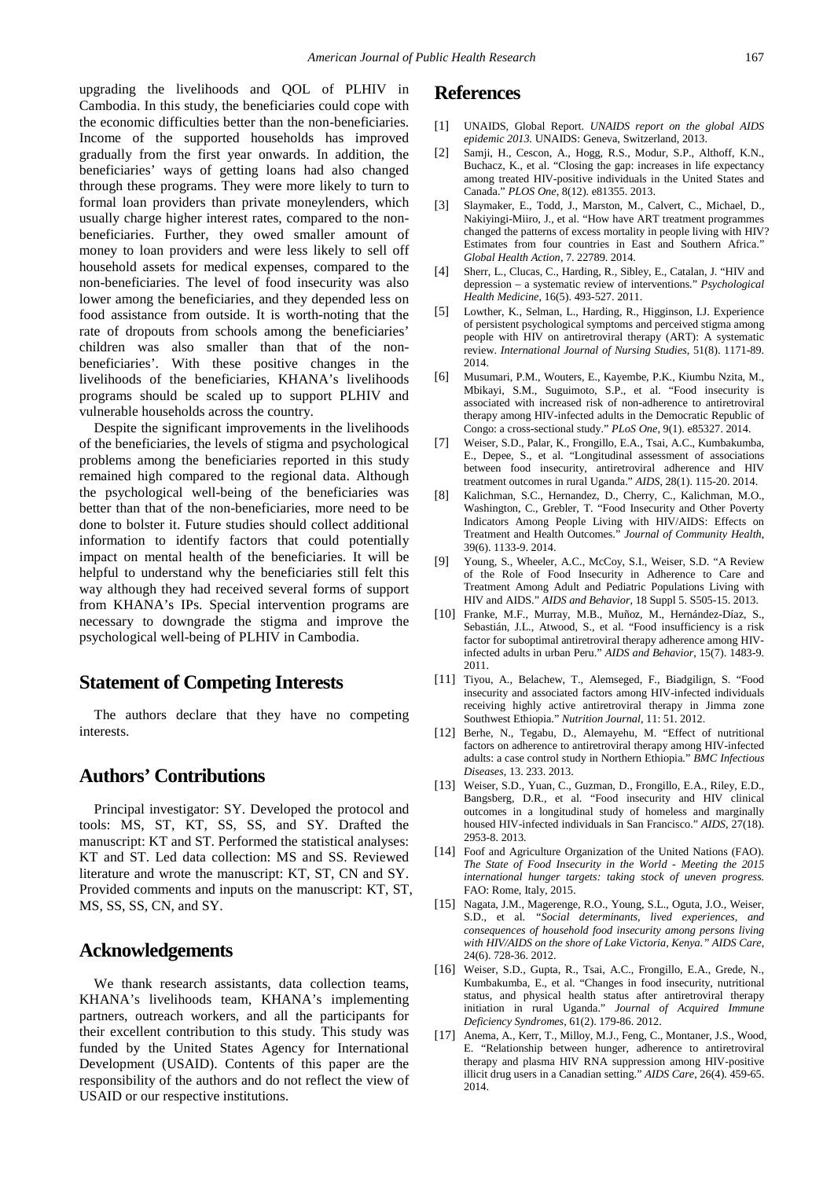upgrading the livelihoods and QOL of PLHIV in Cambodia. In this study, the beneficiaries could cope with the economic difficulties better than the non-beneficiaries. Income of the supported households has improved gradually from the first year onwards. In addition, the beneficiaries' ways of getting loans had also changed through these programs. They were more likely to turn to formal loan providers than private moneylenders, which usually charge higher interest rates, compared to the non-beneficiaries. Further, they owed smaller amount of money to loan providers and were less likely to sell off household assets for medical expenses, compared to the non-beneficiaries. The level of food insecurity was also lower among the beneficiaries, and they depended less on food assistance from outside. It is worth-noting that the rate of dropouts from schools among the beneficiaries' children was also smaller than that of the non-beneficiaries'. With these positive changes in the livelihoods of the beneficiaries, KHANA's livelihoods programs should be scaled up to support PLHIV and vulnerable households across the country.

Despite the significant improvements in the livelihoods of the beneficiaries, the levels of stigma and psychological problems among the beneficiaries reported in this study remained high compared to the regional data. Although the psychological well-being of the beneficiaries was better than that of the non-beneficiaries, more need to be done to bolster it. Future studies should collect additional information to identify factors that could potentially impact on mental health of the beneficiaries. It will be helpful to understand why the beneficiaries still felt this way although they had received several forms of support from KHANA's IPs. Special intervention programs are necessary to downgrade the stigma and improve the psychological well-being of PLHIV in Cambodia.

## Statement of Competing Interests

The authors declare that they have no competing interests.

## Authors' Contributions

Principal investigator: SY. Developed the protocol and tools: MS, ST, KT, SS, SS, and SY. Drafted the manuscript: KT and ST. Performed the statistical analyses: KT and ST. Led data collection: MS and SS. Reviewed literature and wrote the manuscript: KT, ST, CN and SY. Provided comments and inputs on the manuscript: KT, ST, MS, SS, SS, CN, and SY.

## Acknowledgements

We thank research assistants, data collection teams, KHANA's livelihoods team, KHANA's implementing partners, outreach workers, and all the participants for their excellent contribution to this study. This study was funded by the United States Agency for International Development (USAID). Contents of this paper are the responsibility of the authors and do not reflect the view of USAID or our respective institutions.

## References

[1] UNAIDS, Global Report. *UNAIDS report on the global AIDS epidemic 2013.* UNAIDS: Geneva, Switzerland, 2013.

[2] Samji, H., Cescon, A., Hogg, R.S., Modur, S.P., Althoff, K.N., Buchacz, K., et al. "Closing the gap: increases in life expectancy among treated HIV-positive individuals in the United States and Canada." *PLOS One*, 8(12). e81355. 2013.

[3] Slaymaker, E., Todd, J., Marston, M., Calvert, C., Michael, D., Nakiyingi-Miiro, J., et al. "How have ART treatment programmes changed the patterns of excess mortality in people living with HIV? Estimates from four countries in East and Southern Africa." *Global Health Action*, 7. 22789. 2014.

[4] Sherr, L., Clucas, C., Harding, R., Sibley, E., Catalan, J. "HIV and depression – a systematic review of interventions." *Psychological Health Medicine*, 16(5). 493-527. 2011.

[5] Lowther, K., Selman, L., Harding, R., Higginson, I.J. Experience of persistent psychological symptoms and perceived stigma among people with HIV on antiretroviral therapy (ART): A systematic review. *International Journal of Nursing Studies*, 51(8). 1171-89. 2014.

[6] Musumari, P.M., Wouters, E., Kayembe, P.K., Kiumbu Nzita, M., Mbikayi, S.M., Suguimoto, S.P., et al. "Food insecurity is associated with increased risk of non-adherence to antiretroviral therapy among HIV-infected adults in the Democratic Republic of Congo: a cross-sectional study." *PLoS One*, 9(1). e85327. 2014.

[7] Weiser, S.D., Palar, K., Frongillo, E.A., Tsai, A.C., Kumbakumba, E., Depee, S., et al. "Longitudinal assessment of associations between food insecurity, antiretroviral adherence and HIV treatment outcomes in rural Uganda." *AIDS*, 28(1). 115-20. 2014.

[8] Kalichman, S.C., Hernandez, D., Cherry, C., Kalichman, M.O., Washington, C., Grebler, T. "Food Insecurity and Other Poverty Indicators Among People Living with HIV/AIDS: Effects on Treatment and Health Outcomes." *Journal of Community Health*, 39(6). 1133-9. 2014.

[9] Young, S., Wheeler, A.C., McCoy, S.I., Weiser, S.D. "A Review of the Role of Food Insecurity in Adherence to Care and Treatment Among Adult and Pediatric Populations Living with HIV and AIDS." *AIDS and Behavior*, 18 Suppl 5. S505-15. 2013.

[10] Franke, M.F., Murray, M.B., Muñoz, M., Hernández-Díaz, S., Sebastián, J.L., Atwood, S., et al. "Food insufficiency is a risk factor for suboptimal antiretroviral therapy adherence among HIV-infected adults in urban Peru." *AIDS and Behavior*, 15(7). 1483-9. 2011.

[11] Tiyou, A., Belachew, T., Alemseged, F., Biadgilign, S. "Food insecurity and associated factors among HIV-infected individuals receiving highly active antiretroviral therapy in Jimma zone Southwest Ethiopia." *Nutrition Journal*, 11: 51. 2012.

[12] Berhe, N., Tegabu, D., Alemayehu, M. "Effect of nutritional factors on adherence to antiretroviral therapy among HIV-infected adults: a case control study in Northern Ethiopia." *BMC Infectious Diseases*, 13. 233. 2013.

[13] Weiser, S.D., Yuan, C., Guzman, D., Frongillo, E.A., Riley, E.D., Bangsberg, D.R., et al. "Food insecurity and HIV clinical outcomes in a longitudinal study of homeless and marginally housed HIV-infected individuals in San Francisco." *AIDS*, 27(18). 2953-8. 2013.

[14] Foof and Agriculture Organization of the United Nations (FAO). *The State of Food Insecurity in the World - Meeting the 2015 international hunger targets: taking stock of uneven progress.* FAO: Rome, Italy, 2015.

[15] Nagata, J.M., Magerenge, R.O., Young, S.L., Oguta, J.O., Weiser, S.D., et al. *"Social determinants, lived experiences, and consequences of household food insecurity among persons living with HIV/AIDS on the shore of Lake Victoria, Kenya." AIDS Care*, 24(6). 728-36. 2012.

[16] Weiser, S.D., Gupta, R., Tsai, A.C., Frongillo, E.A., Grede, N., Kumbakumba, E., et al. "Changes in food insecurity, nutritional status, and physical health status after antiretroviral therapy initiation in rural Uganda." *Journal of Acquired Immune Deficiency Syndromes*, 61(2). 179-86. 2012.

[17] Anema, A., Kerr, T., Milloy, M.J., Feng, C., Montaner, J.S., Wood, E. "Relationship between hunger, adherence to antiretroviral therapy and plasma HIV RNA suppression among HIV-positive illicit drug users in a Canadian setting." *AIDS Care*, 26(4). 459-65. 2014.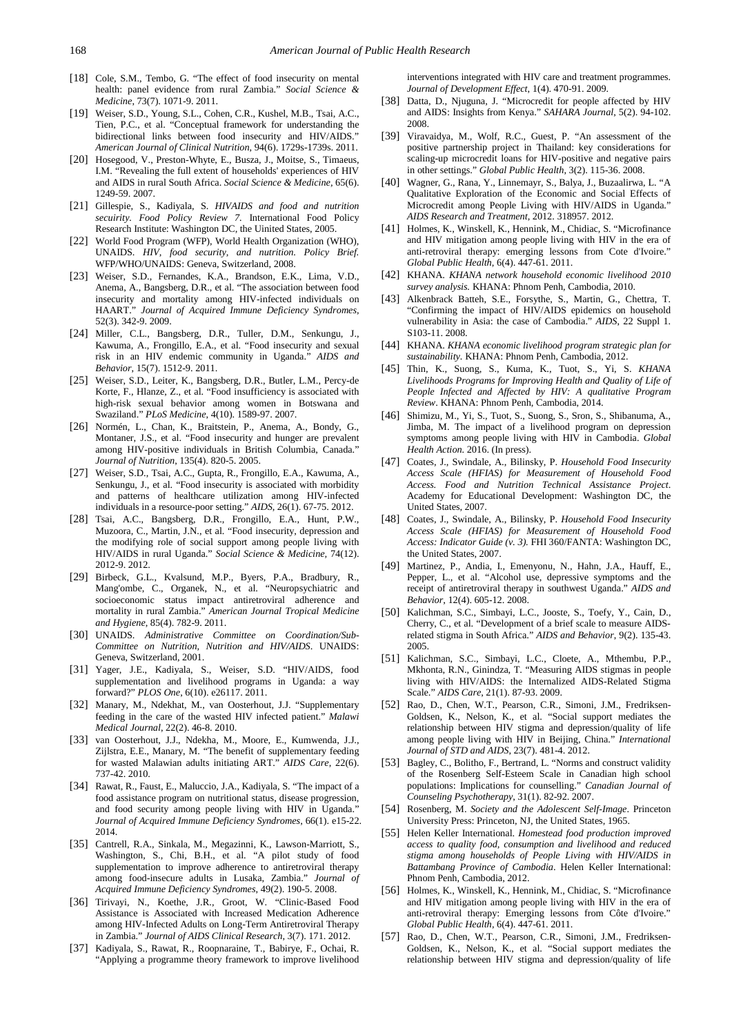- [18] Cole, S.M., Tembo, G. "The effect of food insecurity on mental health: panel evidence from rural Zambia." *Social Science & Medicine*, 73(7). 1071-9. 2011.
- [19] Weiser, S.D., Young, S.L., Cohen, C.R., Kushel, M.B., Tsai, A.C., Tien, P.C., et al. "Conceptual framework for understanding the bidirectional links between food insecurity and HIV/AIDS." *American Journal of Clinical Nutrition*, 94(6). 1729s-1739s. 2011.
- [20] Hosegood, V., Preston-Whyte, E., Busza, J., Moitse, S., Timaeus, I.M. "Revealing the full extent of households' experiences of HIV and AIDS in rural South Africa. *Social Science & Medicine*, 65(6). 1249-59. 2007.
- [21] Gillespie, S., Kadiyala, S. *HIVAIDS and food and nutrition secuirity. Food Policy Review 7.* International Food Policy Research Institute: Washington DC, the Uinited States, 2005.
- [22] World Food Program (WFP), World Health Organization (WHO), UNAIDS. *HIV, food security, and nutrition. Policy Brief.* WFP/WHO/UNAIDS: Geneva, Switzerland, 2008.
- [23] Weiser, S.D., Fernandes, K.A., Brandson, E.K., Lima, V.D., Anema, A., Bangsberg, D.R., et al. "The association between food insecurity and mortality among HIV-infected individuals on HAART." *Journal of Acquired Immune Deficiency Syndromes*, 52(3). 342-9. 2009.
- [24] Miller, C.L., Bangsberg, D.R., Tuller, D.M., Senkungu, J., Kawuma, A., Frongillo, E.A., et al. "Food insecurity and sexual risk in an HIV endemic community in Uganda." *AIDS and Behavior*, 15(7). 1512-9. 2011.
- [25] Weiser, S.D., Leiter, K., Bangsberg, D.R., Butler, L.M., Percy-de Korte, F., Hlanze, Z., et al. "Food insufficiency is associated with high-risk sexual behavior among women in Botswana and Swaziland." *PLoS Medicine*, 4(10). 1589-97. 2007.
- [26] Normén, L., Chan, K., Braitstein, P., Anema, A., Bondy, G., Montaner, J.S., et al. "Food insecurity and hunger are prevalent among HIV-positive individuals in British Columbia, Canada." *Journal of Nutrition*, 135(4). 820-5. 2005.
- [27] Weiser, S.D., Tsai, A.C., Gupta, R., Frongillo, E.A., Kawuma, A., Senkungu, J., et al. "Food insecurity is associated with morbidity and patterns of healthcare utilization among HIV-infected individuals in a resource-poor setting." *AIDS*, 26(1). 67-75. 2012.
- [28] Tsai, A.C., Bangsberg, D.R., Frongillo, E.A., Hunt, P.W., Muzoora, C., Martin, J.N., et al. "Food insecurity, depression and the modifying role of social support among people living with HIV/AIDS in rural Uganda." *Social Science & Medicine*, 74(12). 2012-9. 2012.
- [29] Birbeck, G.L., Kvalsund, M.P., Byers, P.A., Bradbury, R., Mang'ombe, C., Organek, N., et al. "Neuropsychiatric and socioeconomic status impact antiretroviral adherence and mortality in rural Zambia." *American Journal Tropical Medicine and Hygiene*, 85(4). 782-9. 2011.
- [30] UNAIDS. *Administrative Committee on Coordination/Sub-Committee on Nutrition, Nutrition and HIV/AIDS*. UNAIDS: Geneva, Switzerland, 2001.
- [31] Yager, J.E., Kadiyala, S., Weiser, S.D. "HIV/AIDS, food supplementation and livelihood programs in Uganda: a way forward?" *PLOS One*, 6(10). e26117. 2011.
- [32] Manary, M., Ndekhat, M., van Oosterhout, J.J. "Supplementary feeding in the care of the wasted HIV infected patient." *Malawi Medical Journal*, 22(2). 46-8. 2010.
- [33] van Oosterhout, J.J., Ndekha, M., Moore, E., Kumwenda, J.J., Zijlstra, E.E., Manary, M. "The benefit of supplementary feeding for wasted Malawian adults initiating ART." *AIDS Care*, 22(6). 737-42. 2010.
- [34] Rawat, R., Faust, E., Maluccio, J.A., Kadiyala, S. "The impact of a food assistance program on nutritional status, disease progression, and food security among people living with HIV in Uganda." *Journal of Acquired Immune Deficiency Syndromes*, 66(1). e15-22. 2014.
- [35] Cantrell, R.A., Sinkala, M., Megazinni, K., Lawson-Marriott, S., Washington, S., Chi, B.H., et al. "A pilot study of food supplementation to improve adherence to antiretroviral therapy among food-insecure adults in Lusaka, Zambia." *Journal of Acquired Immune Deficiency Syndromes*, 49(2). 190-5. 2008.
- [36] Tirivayi, N., Koethe, J.R., Groot, W. "Clinic-Based Food Assistance is Associated with Increased Medication Adherence among HIV-Infected Adults on Long-Term Antiretroviral Therapy in Zambia." *Journal of AIDS Clinical Research*, 3(7). 171. 2012.
- [37] Kadiyala, S., Rawat, R., Roopnaraine, T., Babirye, F., Ochai, R. "Applying a programme theory framework to improve livelihood interventions integrated with HIV care and treatment programmes. *Journal of Development Effect*, 1(4). 470-91. 2009.
- [38] Datta, D., Njuguna, J. "Microcredit for people affected by HIV and AIDS: Insights from Kenya." *SAHARA Journal*, 5(2). 94-102. 2008.
- [39] Viravaidya, M., Wolf, R.C., Guest, P. "An assessment of the positive partnership project in Thailand: key considerations for scaling-up microcredit loans for HIV-positive and negative pairs in other settings." *Global Public Health*, 3(2). 115-36. 2008.
- [40] Wagner, G., Rana, Y., Linnemayr, S., Balya, J., Buzaalirwa, L. "A Qualitative Exploration of the Economic and Social Effects of Microcredit among People Living with HIV/AIDS in Uganda." *AIDS Research and Treatment*, 2012. 318957. 2012.
- [41] Holmes, K., Winskell, K., Hennink, M., Chidiac, S. "Microfinance and HIV mitigation among people living with HIV in the era of anti-retroviral therapy: emerging lessons from Cote d'Ivoire." *Global Public Health*, 6(4). 447-61. 2011.
- [42] KHANA. *KHANA network household economic livelihood 2010 survey analysis.* KHANA: Phnom Penh, Cambodia, 2010.
- [43] Alkenbrack Batteh, S.E., Forsythe, S., Martin, G., Chettra, T. "Confirming the impact of HIV/AIDS epidemics on household vulnerability in Asia: the case of Cambodia." *AIDS*, 22 Suppl 1. S103-11. 2008.
- [44] KHANA. *KHANA economic livelihood program strategic plan for sustainability.* KHANA: Phnom Penh, Cambodia, 2012.
- [45] Thin, K., Suong, S., Kuma, K., Tuot, S., Yi, S. *KHANA Livelihoods Programs for Improving Health and Quality of Life of People Infected and Affected by HIV: A qualitative Program Review*. KHANA: Phnom Penh, Cambodia, 2014.
- [46] Shimizu, M., Yi, S., Tuot, S., Suong, S., Sron, S., Shibanuma, A., Jimba, M. The impact of a livelihood program on depression symptoms among people living with HIV in Cambodia. *Global Health Action.* 2016. (In press).
- [47] Coates, J., Swindale, A., Bilinsky, P. *Household Food Insecurity Access Scale (HFIAS) for Measurement of Household Food Access. Food and Nutrition Technical Assistance Project.* Academy for Educational Development: Washington DC, the United States, 2007.
- [48] Coates, J., Swindale, A., Bilinsky, P. *Household Food Insecurity Access Scale (HFIAS) for Measurement of Household Food Access: Indicator Guide (v. 3).* FHI 360/FANTA: Washington DC, the United States, 2007.
- [49] Martinez, P., Andia, I., Emenyonu, N., Hahn, J.A., Hauff, E., Pepper, L., et al. "Alcohol use, depressive symptoms and the receipt of antiretroviral therapy in southwest Uganda." *AIDS and Behavior*, 12(4). 605-12. 2008.
- [50] Kalichman, S.C., Simbayi, L.C., Jooste, S., Toefy, Y., Cain, D., Cherry, C., et al. "Development of a brief scale to measure AIDS-related stigma in South Africa." *AIDS and Behavior*, 9(2). 135-43. 2005.
- [51] Kalichman, S.C., Simbayi, L.C., Cloete, A., Mthembu, P.P., Mkhonta, R.N., Ginindza, T. "Measuring AIDS stigmas in people living with HIV/AIDS: the Internalized AIDS-Related Stigma Scale." *AIDS Care*, 21(1). 87-93. 2009.
- [52] Rao, D., Chen, W.T., Pearson, C.R., Simoni, J.M., Fredriksen-Goldsen, K., Nelson, K., et al. "Social support mediates the relationship between HIV stigma and depression/quality of life among people living with HIV in Beijing, China." *International Journal of STD and AIDS*, 23(7). 481-4. 2012.
- [53] Bagley, C., Bolitho, F., Bertrand, L. "Norms and construct validity of the Rosenberg Self-Esteem Scale in Canadian high school populations: Implications for counselling." *Canadian Journal of Counseling Psychotherapy*, 31(1). 82-92. 2007.
- [54] Rosenberg, M. *Society and the Adolescent Self-Image*. Princeton University Press: Princeton, NJ, the United States, 1965.
- [55] Helen Keller International. *Homestead food production improved access to quality food, consumption and livelihood and reduced stigma among households of People Living with HIV/AIDS in Battambang Province of Cambodia*. Helen Keller International: Phnom Penh, Cambodia, 2012.
- [56] Holmes, K., Winskell, K., Hennink, M., Chidiac, S. "Microfinance and HIV mitigation among people living with HIV in the era of anti-retroviral therapy: Emerging lessons from Côte d'Ivoire." *Global Public Health*, 6(4). 447-61. 2011.
- [57] Rao, D., Chen, W.T., Pearson, C.R., Simoni, J.M., Fredriksen-Goldsen, K., Nelson, K., et al. "Social support mediates the relationship between HIV stigma and depression/quality of life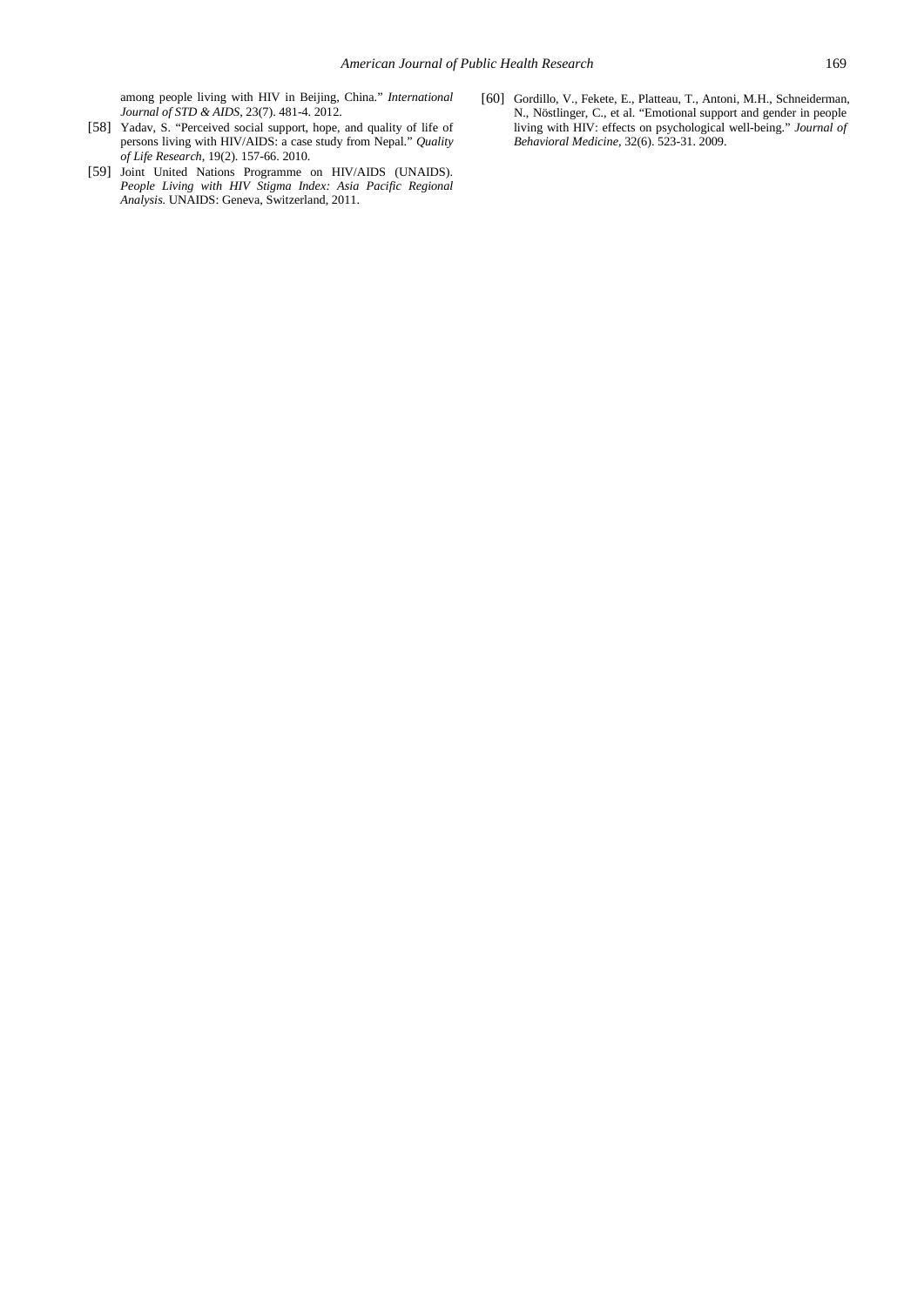among people living with HIV in Beijing, China." *International Journal of STD & AIDS*, 23(7). 481-4. 2012.

[58] Yadav, S. "Perceived social support, hope, and quality of life of persons living with HIV/AIDS: a case study from Nepal." *Quality of Life Research*, 19(2). 157-66. 2010.

[59] Joint United Nations Programme on HIV/AIDS (UNAIDS). *People Living with HIV Stigma Index: Asia Pacific Regional Analysis.* UNAIDS: Geneva, Switzerland, 2011.

[60] Gordillo, V., Fekete, E., Platteau, T., Antoni, M.H., Schneiderman, N., Nöstlinger, C., et al. "Emotional support and gender in people living with HIV: effects on psychological well-being." *Journal of Behavioral Medicine*, 32(6). 523-31. 2009.